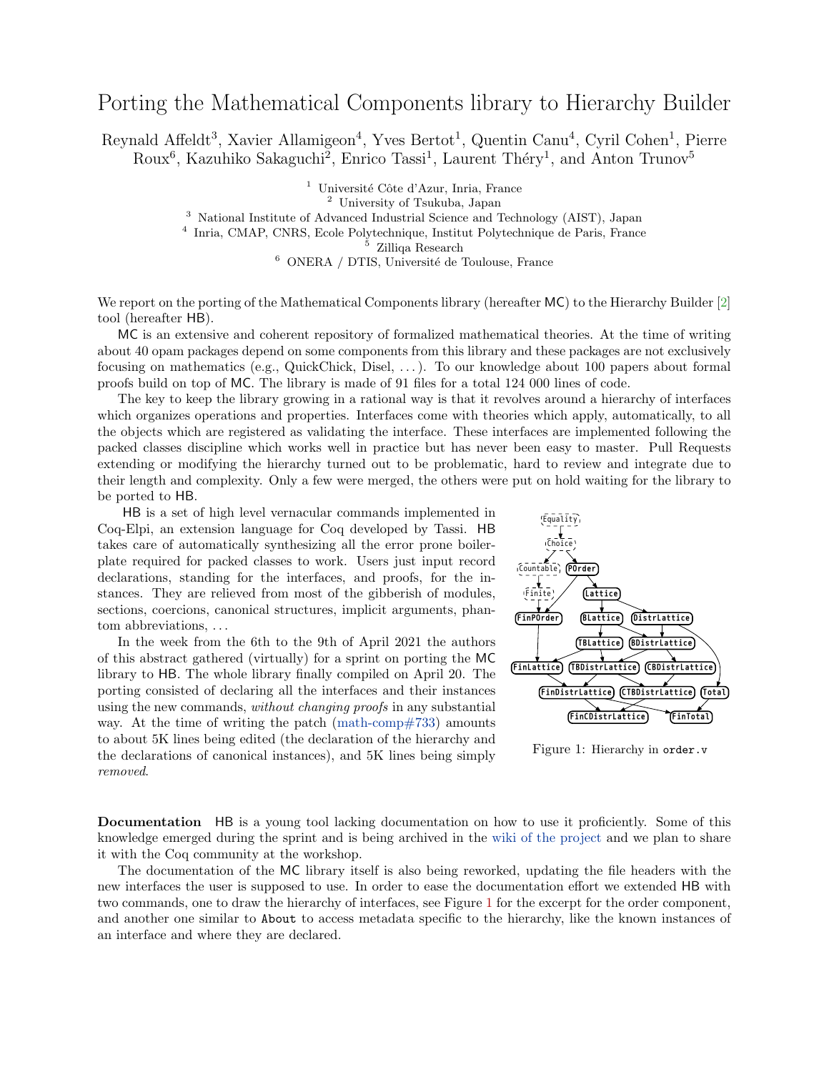# Porting the Mathematical Components library to Hierarchy Builder

Reynald Affeldt[3], Xavier Allamigeon[4], Yves Bertot[1], Quentin Canu[4], Cyril Cohen[1], Pierre Roux[6], Kazuhiko Sakaguchi[2], Enrico Tassi[1], Laurent Théry[1], and Anton Trunov[5]

[1] Université Côte d'Azur, Inria, France
[2] University of Tsukuba, Japan
[3] National Institute of Advanced Industrial Science and Technology (AIST), Japan
[4] Inria, CMAP, CNRS, Ecole Polytechnique, Institut Polytechnique de Paris, France
[5] Zilliqa Research
[6] ONERA / DTIS, Université de Toulouse, France

We report on the porting of the Mathematical Components library (hereafter MC) to the Hierarchy Builder [2] tool (hereafter HB).

MC is an extensive and coherent repository of formalized mathematical theories. At the time of writing about 40 opam packages depend on some components from this library and these packages are not exclusively focusing on mathematics (e.g., QuickChick, Disel, ...). To our knowledge about 100 papers about formal proofs build on top of MC. The library is made of 91 files for a total 124 000 lines of code.

The key to keep the library growing in a rational way is that it revolves around a hierarchy of interfaces which organizes operations and properties. Interfaces come with theories which apply, automatically, to all the objects which are registered as validating the interface. These interfaces are implemented following the packed classes discipline which works well in practice but has never been easy to master. Pull Requests extending or modifying the hierarchy turned out to be problematic, hard to review and integrate due to their length and complexity. Only a few were merged, the others were put on hold waiting for the library to be ported to HB.

HB is a set of high level vernacular commands implemented in Coq-Elpi, an extension language for Coq developed by Tassi. HB takes care of automatically synthesizing all the error prone boilerplate required for packed classes to work. Users just input record declarations, standing for the interfaces, and proofs, for the instances. They are relieved from most of the gibberish of modules, sections, coercions, canonical structures, implicit arguments, phantom abbreviations, ...

In the week from the 6th to the 9th of April 2021 the authors of this abstract gathered (virtually) for a sprint on porting the MC library to HB. The whole library finally compiled on April 20. The porting consisted of declaring all the interfaces and their instances using the new commands, *without changing proofs* in any substantial way. At the time of writing the patch (math-comp#733) amounts to about 5K lines being edited (the declaration of the hierarchy and the declarations of canonical instances), and 5K lines being simply *removed*.

Figure 1: Hierarchy in `order.v`

**Documentation** HB is a young tool lacking documentation on how to use it proficiently. Some of this knowledge emerged during the sprint and is being archived in the wiki of the project and we plan to share it with the Coq community at the workshop.

The documentation of the MC library itself is also being reworked, updating the file headers with the new interfaces the user is supposed to use. In order to ease the documentation effort we extended HB with two commands, one to draw the hierarchy of interfaces, see Figure 1 for the excerpt for the order component, and another one similar to `About` to access metadata specific to the hierarchy, like the known instances of an interface and where they are declared.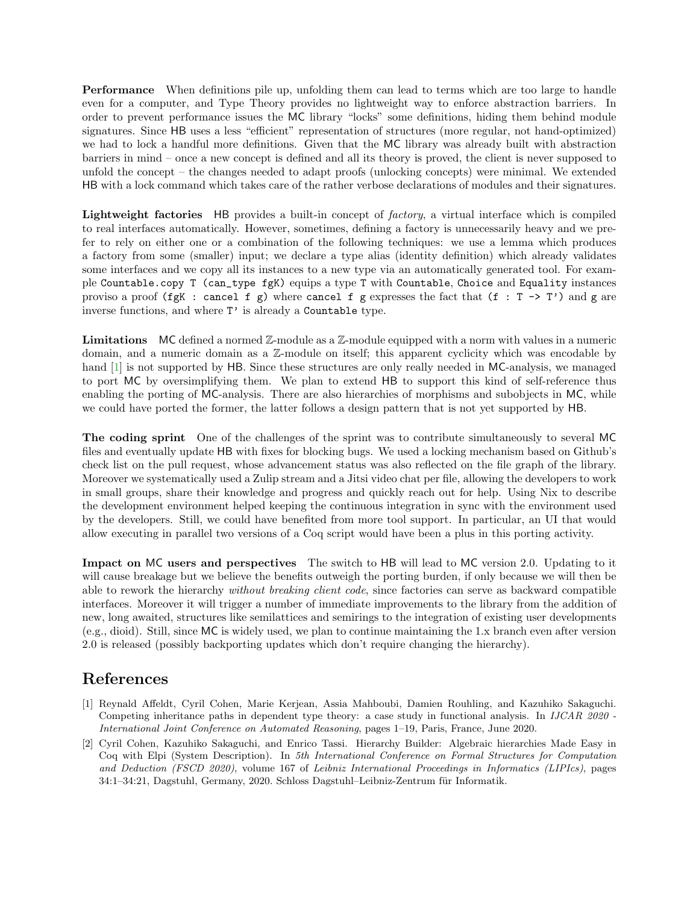**Performance** When definitions pile up, unfolding them can lead to terms which are too large to handle even for a computer, and Type Theory provides no lightweight way to enforce abstraction barriers. In order to prevent performance issues the MC library "locks" some definitions, hiding them behind module signatures. Since HB uses a less "efficient" representation of structures (more regular, not hand-optimized) we had to lock a handful more definitions. Given that the MC library was already built with abstraction barriers in mind – once a new concept is defined and all its theory is proved, the client is never supposed to unfold the concept – the changes needed to adapt proofs (unlocking concepts) were minimal. We extended HB with a lock command which takes care of the rather verbose declarations of modules and their signatures.

**Lightweight factories** HB provides a built-in concept of *factory*, a virtual interface which is compiled to real interfaces automatically. However, sometimes, defining a factory is unnecessarily heavy and we prefer to rely on either one or a combination of the following techniques: we use a lemma which produces a factory from some (smaller) input; we declare a type alias (identity definition) which already validates some interfaces and we copy all its instances to a new type via an automatically generated tool. For example `Countable.copy T (can_type fgK)` equips a type `T` with `Countable`, `Choice` and `Equality` instances proviso a proof `(fgK : cancel f g)` where `cancel f g` expresses the fact that `(f : T -> T')` and `g` are inverse functions, and where `T'` is already a `Countable` type.

**Limitations** MC defined a normed $\mathbb{Z}$-module as a $\mathbb{Z}$-module equipped with a norm with values in a numeric domain, and a numeric domain as a $\mathbb{Z}$-module on itself; this apparent cyclicity which was encodable by hand [1] is not supported by HB. Since these structures are only really needed in MC-analysis, we managed to port MC by oversimplifying them. We plan to extend HB to support this kind of self-reference thus enabling the porting of MC-analysis. There are also hierarchies of morphisms and subobjects in MC, while we could have ported the former, the latter follows a design pattern that is not yet supported by HB.

**The coding sprint** One of the challenges of the sprint was to contribute simultaneously to several MC files and eventually update HB with fixes for blocking bugs. We used a locking mechanism based on Github's check list on the pull request, whose advancement status was also reflected on the file graph of the library. Moreover we systematically used a Zulip stream and a Jitsi video chat per file, allowing the developers to work in small groups, share their knowledge and progress and quickly reach out for help. Using Nix to describe the development environment helped keeping the continuous integration in sync with the environment used by the developers. Still, we could have benefited from more tool support. In particular, an UI that would allow executing in parallel two versions of a Coq script would have been a plus in this porting activity.

**Impact on MC users and perspectives** The switch to HB will lead to MC version 2.0. Updating to it will cause breakage but we believe the benefits outweigh the porting burden, if only because we will then be able to rework the hierarchy *without breaking client code*, since factories can serve as backward compatible interfaces. Moreover it will trigger a number of immediate improvements to the library from the addition of new, long awaited, structures like semilattices and semirings to the integration of existing user developments (e.g., dioid). Still, since MC is widely used, we plan to continue maintaining the 1.x branch even after version 2.0 is released (possibly backporting updates which don't require changing the hierarchy).

# References

[1] Reynald Affeldt, Cyril Cohen, Marie Kerjean, Assia Mahboubi, Damien Rouhling, and Kazuhiko Sakaguchi. Competing inheritance paths in dependent type theory: a case study in functional analysis. In *IJCAR 2020 - International Joint Conference on Automated Reasoning*, pages 1–19, Paris, France, June 2020.

[2] Cyril Cohen, Kazuhiko Sakaguchi, and Enrico Tassi. Hierarchy Builder: Algebraic hierarchies Made Easy in Coq with Elpi (System Description). In *5th International Conference on Formal Structures for Computation and Deduction (FSCD 2020)*, volume 167 of *Leibniz International Proceedings in Informatics (LIPIcs)*, pages 34:1–34:21, Dagstuhl, Germany, 2020. Schloss Dagstuhl–Leibniz-Zentrum für Informatik.